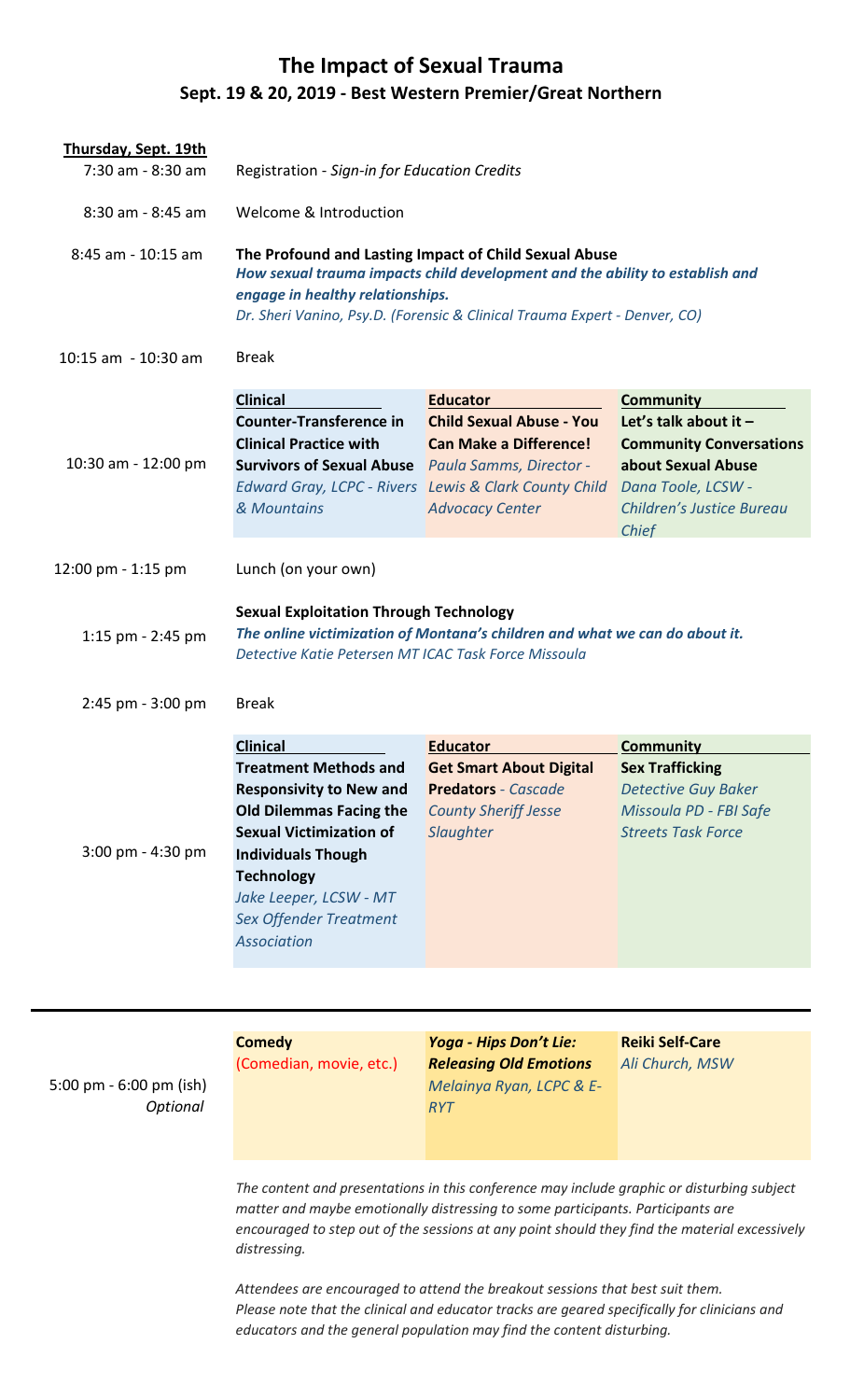# The Impact of Sexual Trauma

## Sept. 19 & 20, 2019 - Best Western Premier/Great Northern

**Thursday, Sept. 19th**

| Time | Session | | |
|---|---|---|---|
| 7:30 am - 8:30 am | Registration - *Sign-in for Education Credits* | | |
| 8:30 am - 8:45 am | Welcome & Introduction | | |
| 8:45 am - 10:15 am | **The Profound and Lasting Impact of Child Sexual Abuse**<br>***How sexual trauma impacts child development and the ability to establish and engage in healthy relationships.***<br>*Dr. Sheri Vanino, Psy.D. (Forensic & Clinical Trauma Expert - Denver, CO)* | | |
| 10:15 am - 10:30 am | Break | | |
| 10:30 am - 12:00 pm | **Clinical**<br>**Counter-Transference in Clinical Practice with Survivors of Sexual Abuse**<br>*Edward Gray, LCPC - Rivers & Mountains* | **Educator**<br>**Child Sexual Abuse - You Can Make a Difference!**<br>*Paula Samms, Director - Lewis & Clark County Child Advocacy Center* | **Community**<br>**Let's talk about it – Community Conversations about Sexual Abuse**<br>*Dana Toole, LCSW - Children's Justice Bureau Chief* |
| 12:00 pm - 1:15 pm | Lunch (on your own) | | |
| 1:15 pm - 2:45 pm | **Sexual Exploitation Through Technology**<br>***The online victimization of Montana's children and what we can do about it.***<br>*Detective Katie Petersen MT ICAC Task Force Missoula* | | |
| 2:45 pm - 3:00 pm | Break | | |
| 3:00 pm - 4:30 pm | **Clinical**<br>**Treatment Methods and Responsivity to New and Old Dilemmas Facing the Sexual Victimization of Individuals Though Technology**<br>*Jake Leeper, LCSW - MT Sex Offender Treatment Association* | **Educator**<br>**Get Smart About Digital Predators** - *Cascade County Sheriff Jesse Slaughter* | **Community**<br>**Sex Trafficking**<br>*Detective Guy Baker Missoula PD - FBI Safe Streets Task Force* |

---

| Time | | | |
|---|---|---|---|
| 5:00 pm - 6:00 pm (ish)<br>*Optional* | **Comedy**<br>(Comedian, movie, etc.) | ***Yoga - Hips Don't Lie: Releasing Old Emotions***<br>*Melainya Ryan, LCPC & E-RYT* | **Reiki Self-Care**<br>*Ali Church, MSW* |

*The content and presentations in this conference may include graphic or disturbing subject matter and maybe emotionally distressing to some participants. Participants are encouraged to step out of the sessions at any point should they find the material excessively distressing.*

*Attendees are encouraged to attend the breakout sessions that best suit them. Please note that the clinical and educator tracks are geared specifically for clinicians and educators and the general population may find the content disturbing.*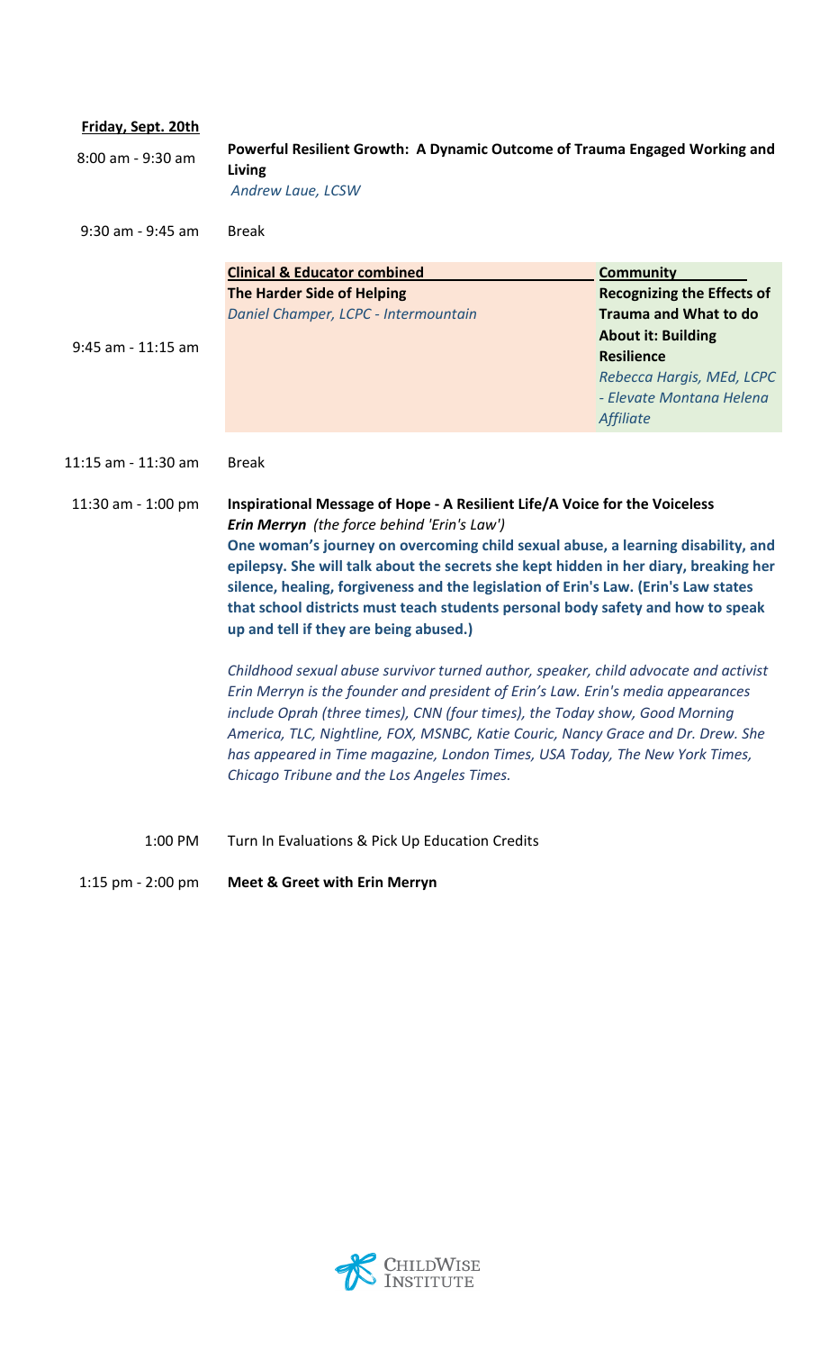**Friday, Sept. 20th**

| | | |
|---|---|---|
| 8:00 am - 9:30 am | **Powerful Resilient Growth: A Dynamic Outcome of Trauma Engaged Working and Living**<br>*Andrew Laue, LCSW* | |
| 9:30 am - 9:45 am | Break | |
| 9:45 am - 11:15 am | **Clinical & Educator combined**<br>**The Harder Side of Helping**<br>*Daniel Champer, LCPC - Intermountain* | **Community**<br>**Recognizing the Effects of Trauma and What to do About it: Building Resilience**<br>*Rebecca Hargis, MEd, LCPC - Elevate Montana Helena Affiliate* |
| 11:15 am - 11:30 am | Break | |
| 11:30 am - 1:00 pm | **Inspirational Message of Hope - A Resilient Life/A Voice for the Voiceless**<br>***Erin Merryn*** *(the force behind 'Erin's Law')*<br>**One woman's journey on overcoming child sexual abuse, a learning disability, and epilepsy. She will talk about the secrets she kept hidden in her diary, breaking her silence, healing, forgiveness and the legislation of Erin's Law. (Erin's Law states that school districts must teach students personal body safety and how to speak up and tell if they are being abused.)**<br><br>*Childhood sexual abuse survivor turned author, speaker, child advocate and activist Erin Merryn is the founder and president of Erin's Law. Erin's media appearances include Oprah (three times), CNN (four times), the Today show, Good Morning America, TLC, Nightline, FOX, MSNBC, Katie Couric, Nancy Grace and Dr. Drew. She has appeared in Time magazine, London Times, USA Today, The New York Times, Chicago Tribune and the Los Angeles Times.* | |
| 1:00 PM | Turn In Evaluations & Pick Up Education Credits | |
| 1:15 pm - 2:00 pm | **Meet & Greet with Erin Merryn** | |

ChildWise Institute